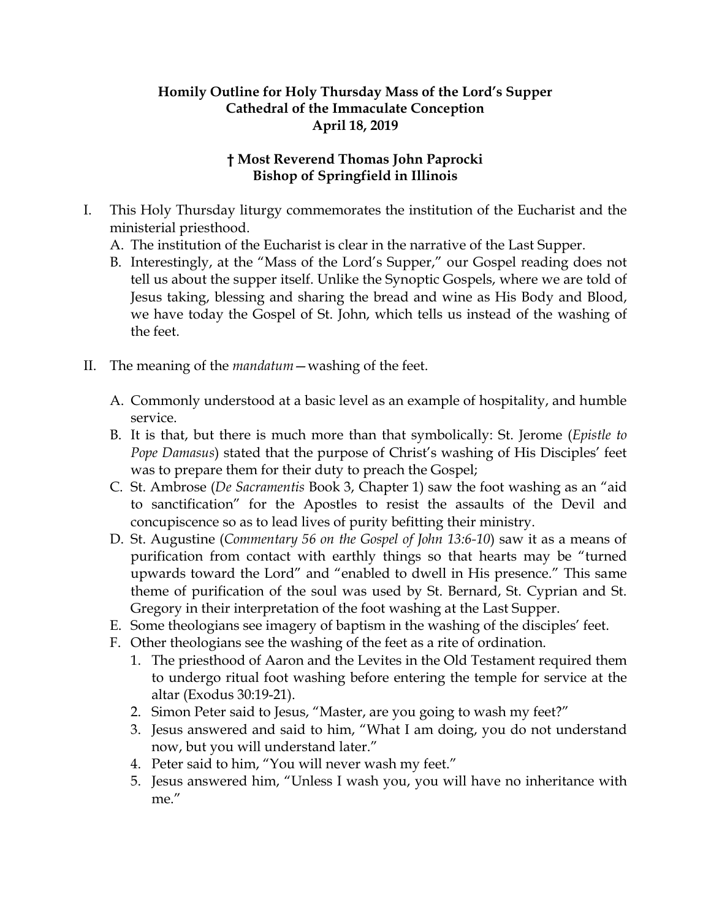**Homily Outline for Holy Thursday Mass of the Lord's Supper**
**Cathedral of the Immaculate Conception**
**April 18, 2019**

**† Most Reverend Thomas John Paprocki**
**Bishop of Springfield in Illinois**

I. This Holy Thursday liturgy commemorates the institution of the Eucharist and the ministerial priesthood.
   A. The institution of the Eucharist is clear in the narrative of the Last Supper.
   B. Interestingly, at the "Mass of the Lord's Supper," our Gospel reading does not tell us about the supper itself. Unlike the Synoptic Gospels, where we are told of Jesus taking, blessing and sharing the bread and wine as His Body and Blood, we have today the Gospel of St. John, which tells us instead of the washing of the feet.

II. The meaning of the *mandatum*—washing of the feet.

   A. Commonly understood at a basic level as an example of hospitality, and humble service.
   B. It is that, but there is much more than that symbolically: St. Jerome (*Epistle to Pope Damasus*) stated that the purpose of Christ's washing of His Disciples' feet was to prepare them for their duty to preach the Gospel;
   C. St. Ambrose (*De Sacramentis* Book 3, Chapter 1) saw the foot washing as an "aid to sanctification" for the Apostles to resist the assaults of the Devil and concupiscence so as to lead lives of purity befitting their ministry.
   D. St. Augustine (*Commentary 56 on the Gospel of John 13:6-10*) saw it as a means of purification from contact with earthly things so that hearts may be "turned upwards toward the Lord" and "enabled to dwell in His presence." This same theme of purification of the soul was used by St. Bernard, St. Cyprian and St. Gregory in their interpretation of the foot washing at the Last Supper.
   E. Some theologians see imagery of baptism in the washing of the disciples' feet.
   F. Other theologians see the washing of the feet as a rite of ordination.
      1. The priesthood of Aaron and the Levites in the Old Testament required them to undergo ritual foot washing before entering the temple for service at the altar (Exodus 30:19-21).
      2. Simon Peter said to Jesus, "Master, are you going to wash my feet?"
      3. Jesus answered and said to him, "What I am doing, you do not understand now, but you will understand later."
      4. Peter said to him, "You will never wash my feet."
      5. Jesus answered him, "Unless I wash you, you will have no inheritance with me."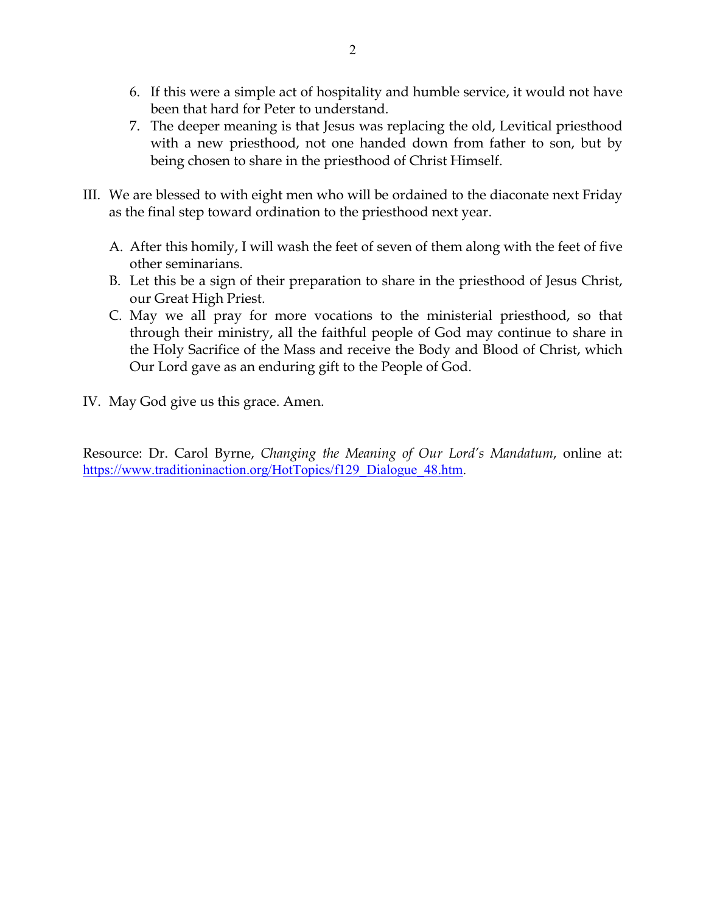6. If this were a simple act of hospitality and humble service, it would not have been that hard for Peter to understand.
7. The deeper meaning is that Jesus was replacing the old, Levitical priesthood with a new priesthood, not one handed down from father to son, but by being chosen to share in the priesthood of Christ Himself.

III. We are blessed to with eight men who will be ordained to the diaconate next Friday as the final step toward ordination to the priesthood next year.

  A. After this homily, I will wash the feet of seven of them along with the feet of five other seminarians.
  B. Let this be a sign of their preparation to share in the priesthood of Jesus Christ, our Great High Priest.
  C. May we all pray for more vocations to the ministerial priesthood, so that through their ministry, all the faithful people of God may continue to share in the Holy Sacrifice of the Mass and receive the Body and Blood of Christ, which Our Lord gave as an enduring gift to the People of God.

IV. May God give us this grace. Amen.

Resource: Dr. Carol Byrne, *Changing the Meaning of Our Lord's Mandatum*, online at: https://www.traditioninaction.org/HotTopics/f129_Dialogue_48.htm.